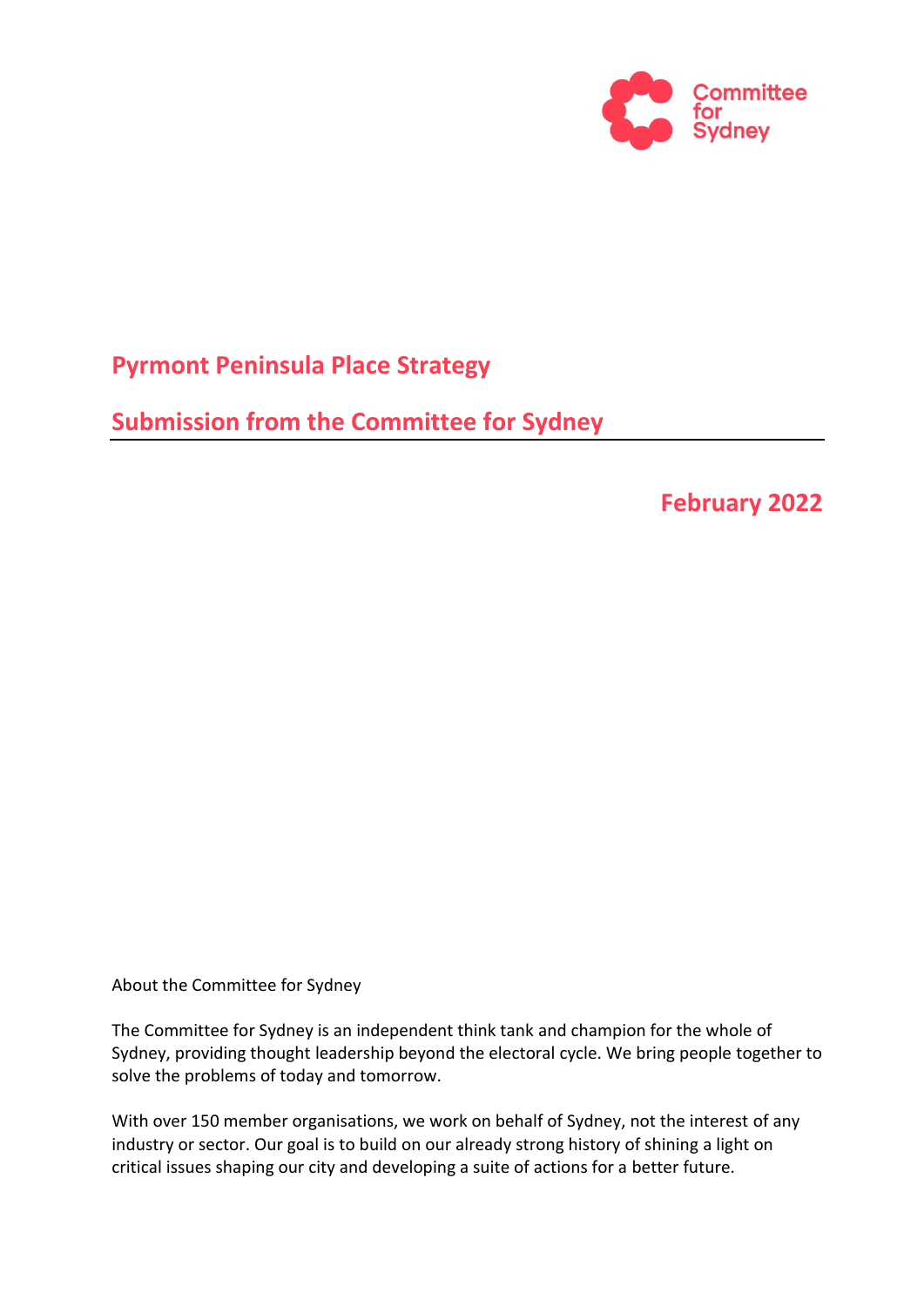Committee for Sydney

# Pyrmont Peninsula Place Strategy

## Submission from the Committee for Sydney

**February 2022**

About the Committee for Sydney

The Committee for Sydney is an independent think tank and champion for the whole of Sydney, providing thought leadership beyond the electoral cycle. We bring people together to solve the problems of today and tomorrow.

With over 150 member organisations, we work on behalf of Sydney, not the interest of any industry or sector. Our goal is to build on our already strong history of shining a light on critical issues shaping our city and developing a suite of actions for a better future.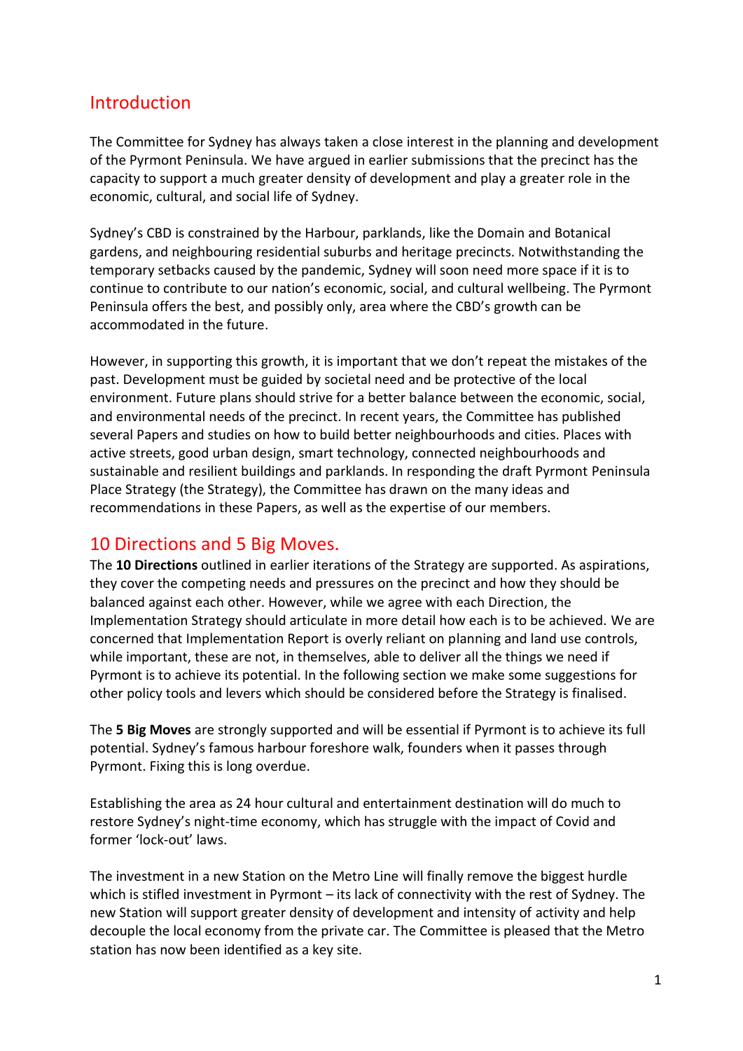## Introduction

The Committee for Sydney has always taken a close interest in the planning and development of the Pyrmont Peninsula. We have argued in earlier submissions that the precinct has the capacity to support a much greater density of development and play a greater role in the economic, cultural, and social life of Sydney.

Sydney's CBD is constrained by the Harbour, parklands, like the Domain and Botanical gardens, and neighbouring residential suburbs and heritage precincts. Notwithstanding the temporary setbacks caused by the pandemic, Sydney will soon need more space if it is to continue to contribute to our nation's economic, social, and cultural wellbeing. The Pyrmont Peninsula offers the best, and possibly only, area where the CBD's growth can be accommodated in the future.

However, in supporting this growth, it is important that we don't repeat the mistakes of the past. Development must be guided by societal need and be protective of the local environment. Future plans should strive for a better balance between the economic, social, and environmental needs of the precinct. In recent years, the Committee has published several Papers and studies on how to build better neighbourhoods and cities. Places with active streets, good urban design, smart technology, connected neighbourhoods and sustainable and resilient buildings and parklands. In responding the draft Pyrmont Peninsula Place Strategy (the Strategy), the Committee has drawn on the many ideas and recommendations in these Papers, as well as the expertise of our members.

## 10 Directions and 5 Big Moves.

The **10 Directions** outlined in earlier iterations of the Strategy are supported. As aspirations, they cover the competing needs and pressures on the precinct and how they should be balanced against each other. However, while we agree with each Direction, the Implementation Strategy should articulate in more detail how each is to be achieved. We are concerned that Implementation Report is overly reliant on planning and land use controls, while important, these are not, in themselves, able to deliver all the things we need if Pyrmont is to achieve its potential. In the following section we make some suggestions for other policy tools and levers which should be considered before the Strategy is finalised.

The **5 Big Moves** are strongly supported and will be essential if Pyrmont is to achieve its full potential. Sydney's famous harbour foreshore walk, founders when it passes through Pyrmont. Fixing this is long overdue.

Establishing the area as 24 hour cultural and entertainment destination will do much to restore Sydney's night-time economy, which has struggle with the impact of Covid and former 'lock-out' laws.

The investment in a new Station on the Metro Line will finally remove the biggest hurdle which is stifled investment in Pyrmont – its lack of connectivity with the rest of Sydney. The new Station will support greater density of development and intensity of activity and help decouple the local economy from the private car. The Committee is pleased that the Metro station has now been identified as a key site.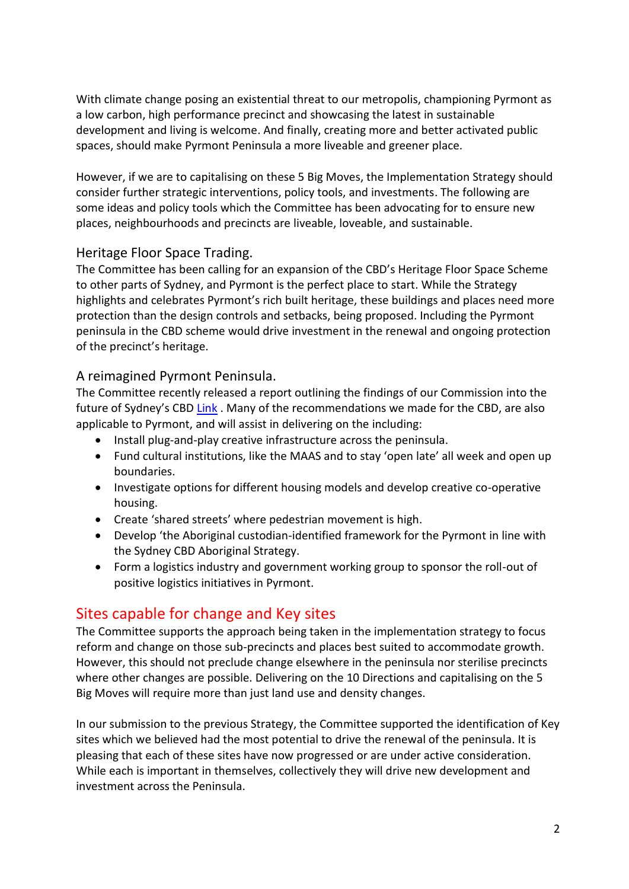With climate change posing an existential threat to our metropolis, championing Pyrmont as a low carbon, high performance precinct and showcasing the latest in sustainable development and living is welcome. And finally, creating more and better activated public spaces, should make Pyrmont Peninsula a more liveable and greener place.

However, if we are to capitalising on these 5 Big Moves, the Implementation Strategy should consider further strategic interventions, policy tools, and investments. The following are some ideas and policy tools which the Committee has been advocating for to ensure new places, neighbourhoods and precincts are liveable, loveable, and sustainable.

### Heritage Floor Space Trading.

The Committee has been calling for an expansion of the CBD's Heritage Floor Space Scheme to other parts of Sydney, and Pyrmont is the perfect place to start. While the Strategy highlights and celebrates Pyrmont's rich built heritage, these buildings and places need more protection than the design controls and setbacks, being proposed. Including the Pyrmont peninsula in the CBD scheme would drive investment in the renewal and ongoing protection of the precinct's heritage.

### A reimagined Pyrmont Peninsula.

The Committee recently released a report outlining the findings of our Commission into the future of Sydney's CBD Link . Many of the recommendations we made for the CBD, are also applicable to Pyrmont, and will assist in delivering on the including:

- Install plug-and-play creative infrastructure across the peninsula.
- Fund cultural institutions, like the MAAS and to stay 'open late' all week and open up boundaries.
- Investigate options for different housing models and develop creative co-operative housing.
- Create 'shared streets' where pedestrian movement is high.
- Develop 'the Aboriginal custodian-identified framework for the Pyrmont in line with the Sydney CBD Aboriginal Strategy.
- Form a logistics industry and government working group to sponsor the roll-out of positive logistics initiatives in Pyrmont.

## Sites capable for change and Key sites

The Committee supports the approach being taken in the implementation strategy to focus reform and change on those sub-precincts and places best suited to accommodate growth. However, this should not preclude change elsewhere in the peninsula nor sterilise precincts where other changes are possible. Delivering on the 10 Directions and capitalising on the 5 Big Moves will require more than just land use and density changes.

In our submission to the previous Strategy, the Committee supported the identification of Key sites which we believed had the most potential to drive the renewal of the peninsula. It is pleasing that each of these sites have now progressed or are under active consideration. While each is important in themselves, collectively they will drive new development and investment across the Peninsula.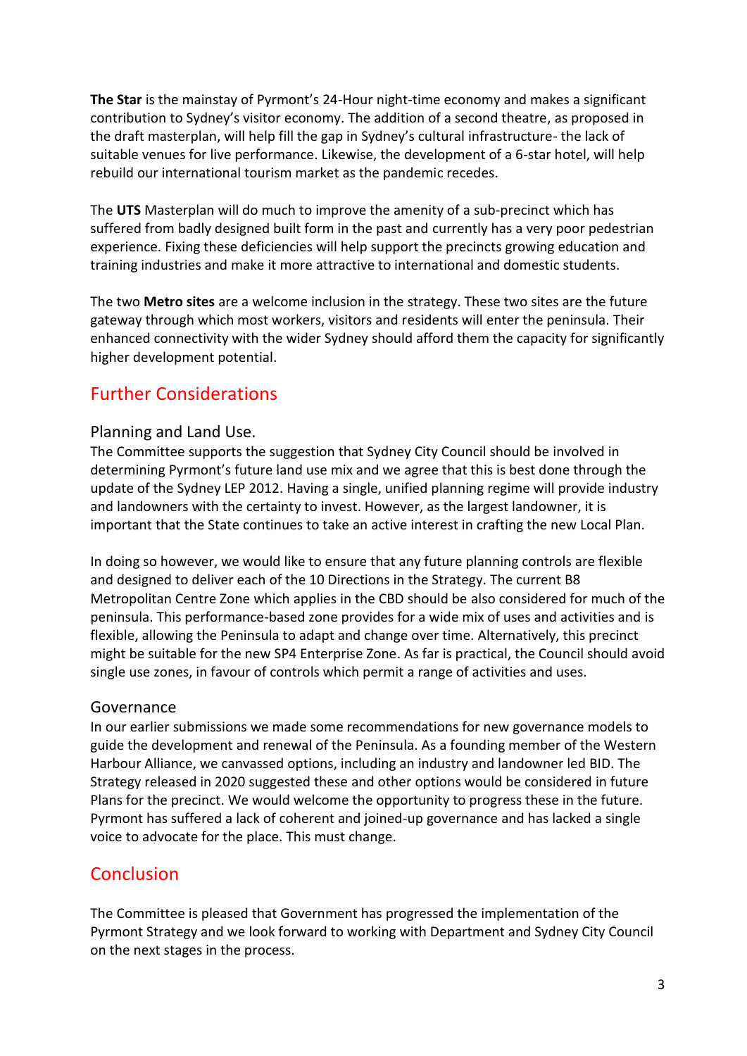**The Star** is the mainstay of Pyrmont's 24-Hour night-time economy and makes a significant contribution to Sydney's visitor economy. The addition of a second theatre, as proposed in the draft masterplan, will help fill the gap in Sydney's cultural infrastructure- the lack of suitable venues for live performance. Likewise, the development of a 6-star hotel, will help rebuild our international tourism market as the pandemic recedes.

The **UTS** Masterplan will do much to improve the amenity of a sub-precinct which has suffered from badly designed built form in the past and currently has a very poor pedestrian experience. Fixing these deficiencies will help support the precincts growing education and training industries and make it more attractive to international and domestic students.

The two **Metro sites** are a welcome inclusion in the strategy. These two sites are the future gateway through which most workers, visitors and residents will enter the peninsula. Their enhanced connectivity with the wider Sydney should afford them the capacity for significantly higher development potential.

## Further Considerations

### Planning and Land Use.

The Committee supports the suggestion that Sydney City Council should be involved in determining Pyrmont's future land use mix and we agree that this is best done through the update of the Sydney LEP 2012. Having a single, unified planning regime will provide industry and landowners with the certainty to invest. However, as the largest landowner, it is important that the State continues to take an active interest in crafting the new Local Plan.

In doing so however, we would like to ensure that any future planning controls are flexible and designed to deliver each of the 10 Directions in the Strategy. The current B8 Metropolitan Centre Zone which applies in the CBD should be also considered for much of the peninsula. This performance-based zone provides for a wide mix of uses and activities and is flexible, allowing the Peninsula to adapt and change over time. Alternatively, this precinct might be suitable for the new SP4 Enterprise Zone. As far is practical, the Council should avoid single use zones, in favour of controls which permit a range of activities and uses.

### Governance

In our earlier submissions we made some recommendations for new governance models to guide the development and renewal of the Peninsula. As a founding member of the Western Harbour Alliance, we canvassed options, including an industry and landowner led BID. The Strategy released in 2020 suggested these and other options would be considered in future Plans for the precinct. We would welcome the opportunity to progress these in the future. Pyrmont has suffered a lack of coherent and joined-up governance and has lacked a single voice to advocate for the place. This must change.

## Conclusion

The Committee is pleased that Government has progressed the implementation of the Pyrmont Strategy and we look forward to working with Department and Sydney City Council on the next stages in the process.